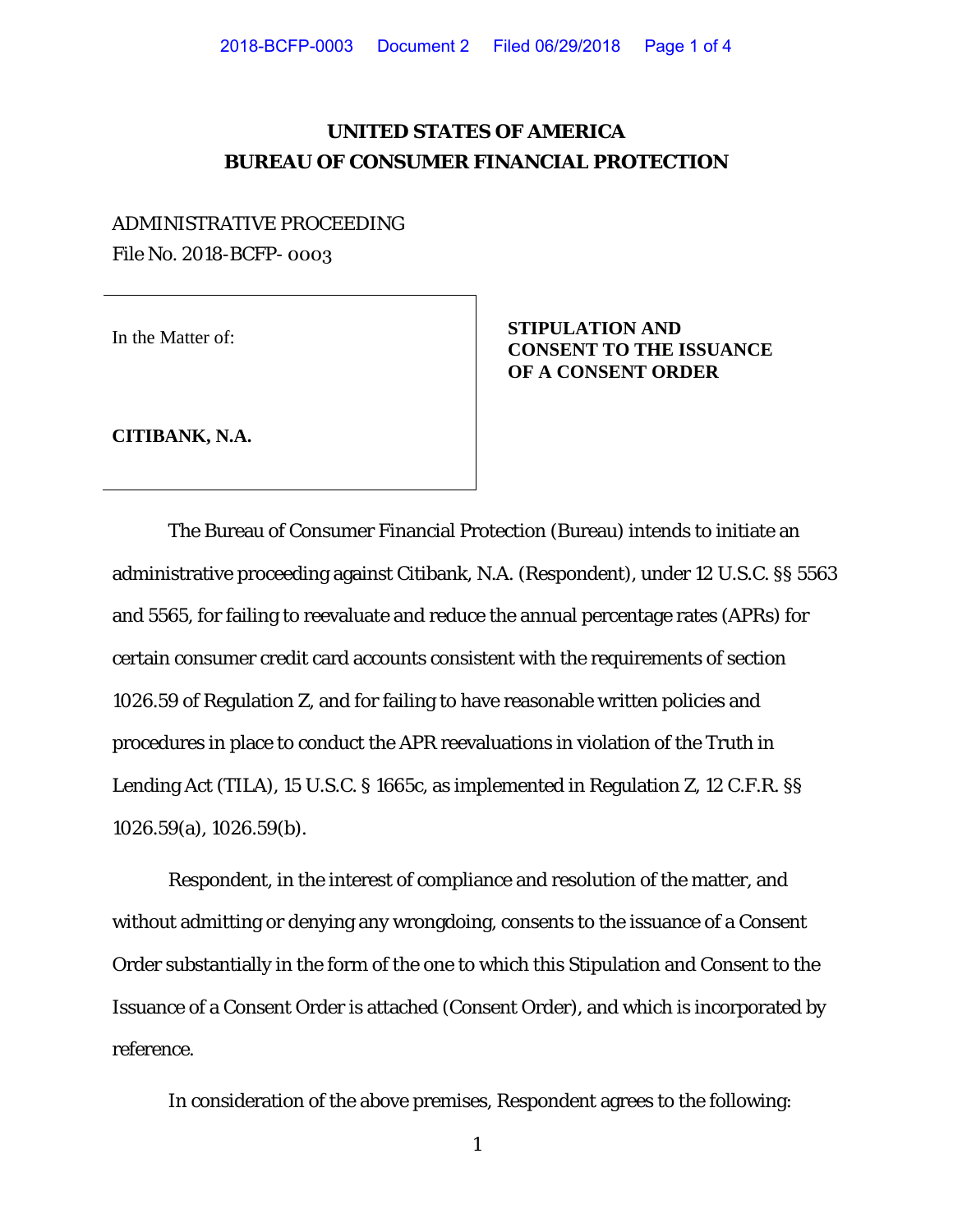# UNITED STATES OF AMERICA
# BUREAU OF CONSUMER FINANCIAL PROTECTION

ADMINISTRATIVE PROCEEDING
File No. 2018-BCFP- 0003

| In the Matter of: **CITIBANK, N.A.** | **STIPULATION AND CONSENT TO THE ISSUANCE OF A CONSENT ORDER** |
|---|---|

The Bureau of Consumer Financial Protection (Bureau) intends to initiate an administrative proceeding against Citibank, N.A. (Respondent), under 12 U.S.C. §§ 5563 and 5565, for failing to reevaluate and reduce the annual percentage rates (APRs) for certain consumer credit card accounts consistent with the requirements of section 1026.59 of Regulation Z, and for failing to have reasonable written policies and procedures in place to conduct the APR reevaluations in violation of the Truth in Lending Act (TILA), 15 U.S.C. § 1665c, as implemented in Regulation Z, 12 C.F.R. §§ 1026.59(a), 1026.59(b).

Respondent, in the interest of compliance and resolution of the matter, and without admitting or denying any wrongdoing, consents to the issuance of a Consent Order substantially in the form of the one to which this Stipulation and Consent to the Issuance of a Consent Order is attached (Consent Order), and which is incorporated by reference.

In consideration of the above premises, Respondent agrees to the following: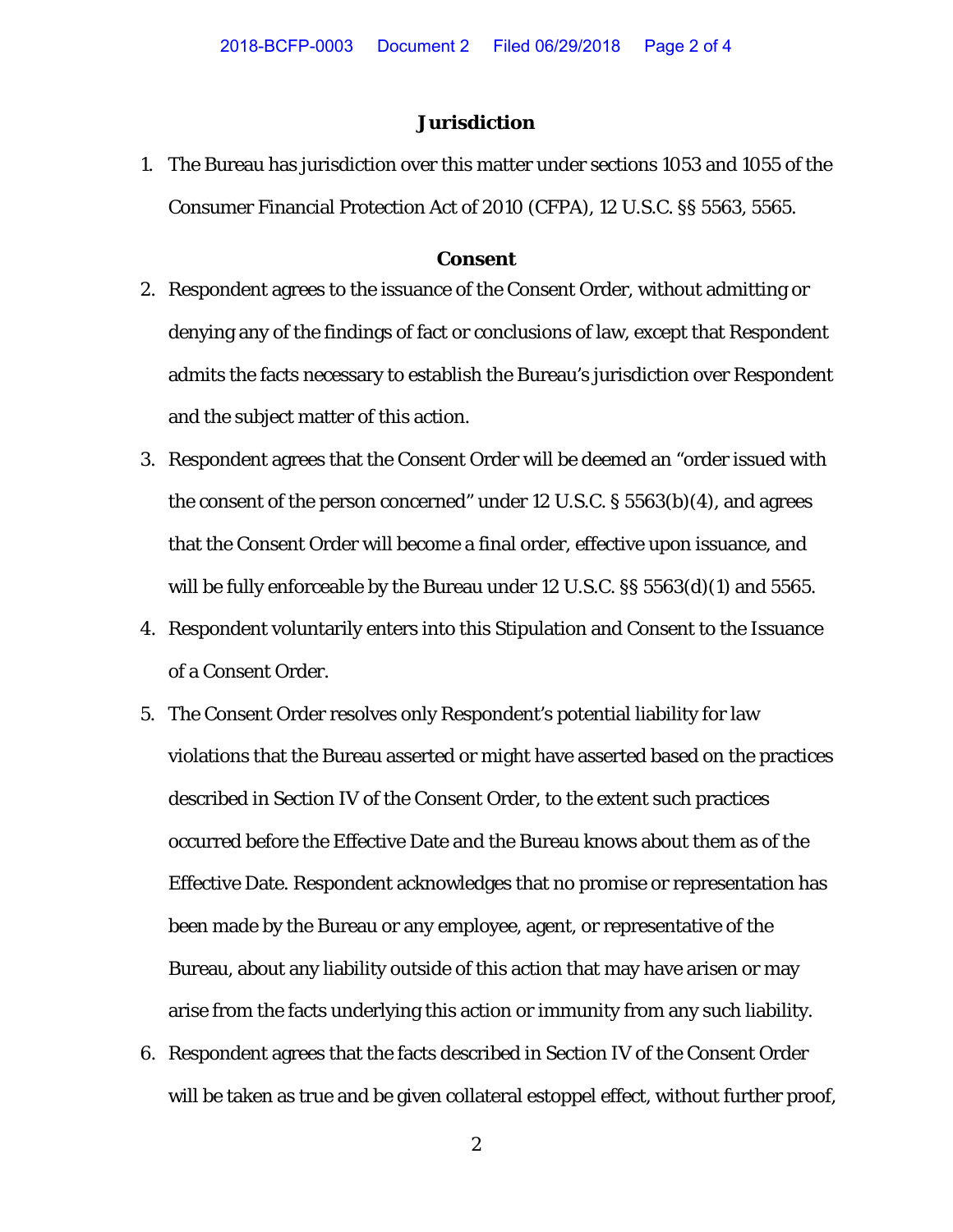## Jurisdiction

1. The Bureau has jurisdiction over this matter under sections 1053 and 1055 of the Consumer Financial Protection Act of 2010 (CFPA), 12 U.S.C. §§ 5563, 5565.

## Consent

2. Respondent agrees to the issuance of the Consent Order, without admitting or denying any of the findings of fact or conclusions of law, except that Respondent admits the facts necessary to establish the Bureau's jurisdiction over Respondent and the subject matter of this action.
3. Respondent agrees that the Consent Order will be deemed an "order issued with the consent of the person concerned" under 12 U.S.C. § 5563(b)(4), and agrees that the Consent Order will become a final order, effective upon issuance, and will be fully enforceable by the Bureau under 12 U.S.C. §§ 5563(d)(1) and 5565.
4. Respondent voluntarily enters into this Stipulation and Consent to the Issuance of a Consent Order.
5. The Consent Order resolves only Respondent's potential liability for law violations that the Bureau asserted or might have asserted based on the practices described in Section IV of the Consent Order, to the extent such practices occurred before the Effective Date and the Bureau knows about them as of the Effective Date. Respondent acknowledges that no promise or representation has been made by the Bureau or any employee, agent, or representative of the Bureau, about any liability outside of this action that may have arisen or may arise from the facts underlying this action or immunity from any such liability.
6. Respondent agrees that the facts described in Section IV of the Consent Order will be taken as true and be given collateral estoppel effect, without further proof,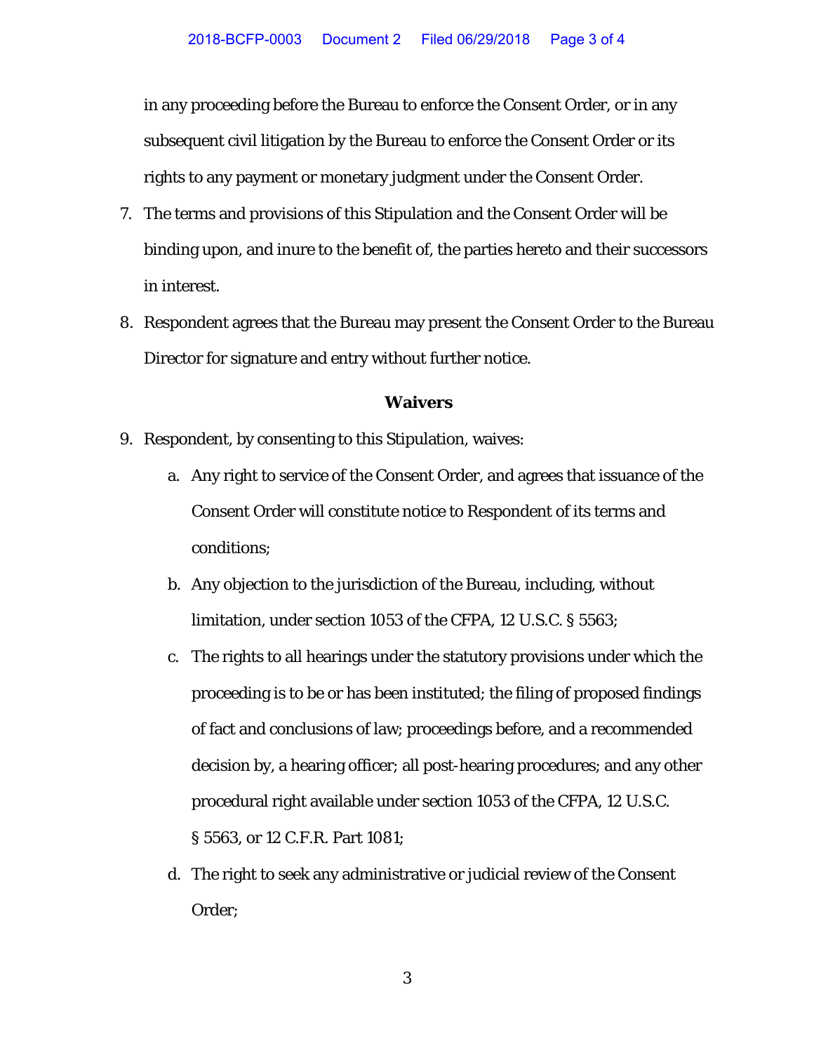in any proceeding before the Bureau to enforce the Consent Order, or in any subsequent civil litigation by the Bureau to enforce the Consent Order or its rights to any payment or monetary judgment under the Consent Order.

7. The terms and provisions of this Stipulation and the Consent Order will be binding upon, and inure to the benefit of, the parties hereto and their successors in interest.

8. Respondent agrees that the Bureau may present the Consent Order to the Bureau Director for signature and entry without further notice.

**Waivers**

9. Respondent, by consenting to this Stipulation, waives:

   a. Any right to service of the Consent Order, and agrees that issuance of the Consent Order will constitute notice to Respondent of its terms and conditions;

   b. Any objection to the jurisdiction of the Bureau, including, without limitation, under section 1053 of the CFPA, 12 U.S.C. § 5563;

   c. The rights to all hearings under the statutory provisions under which the proceeding is to be or has been instituted; the filing of proposed findings of fact and conclusions of law; proceedings before, and a recommended decision by, a hearing officer; all post-hearing procedures; and any other procedural right available under section 1053 of the CFPA, 12 U.S.C. § 5563, or 12 C.F.R. Part 1081;

   d. The right to seek any administrative or judicial review of the Consent Order;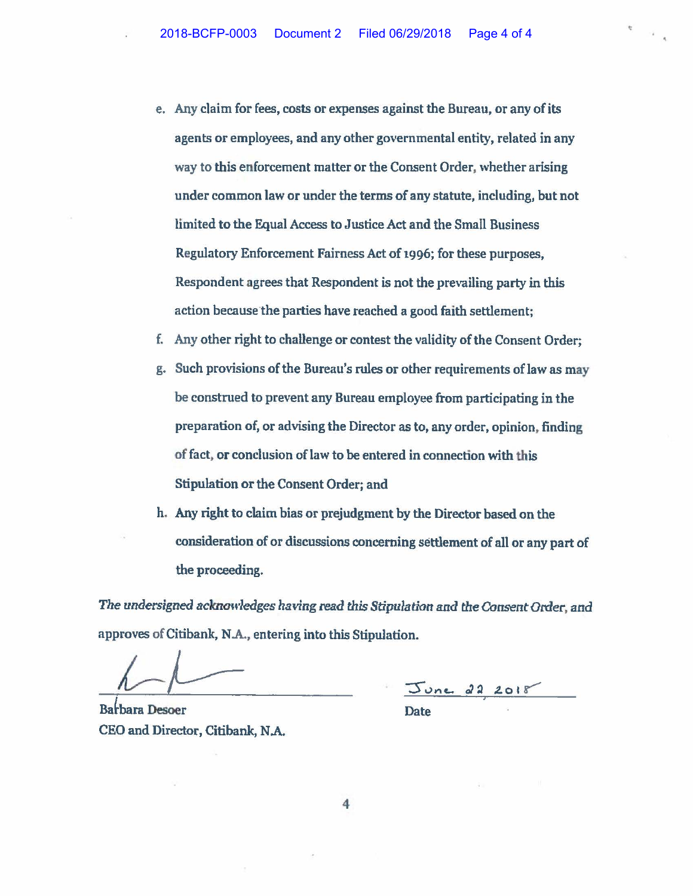e. Any claim for fees, costs or expenses against the Bureau, or any of its agents or employees, and any other governmental entity, related in any way to this enforcement matter or the Consent Order, whether arising under common law or under the terms of any statute, including, but not limited to the Equal Access to Justice Act and the Small Business Regulatory Enforcement Fairness Act of 1996; for these purposes, Respondent agrees that Respondent is not the prevailing party in this action because the parties have reached a good faith settlement;

f. Any other right to challenge or contest the validity of the Consent Order;

g. Such provisions of the Bureau's rules or other requirements of law as may be construed to prevent any Bureau employee from participating in the preparation of, or advising the Director as to, any order, opinion, finding of fact, or conclusion of law to be entered in connection with this Stipulation or the Consent Order; and

h. Any right to claim bias or prejudgment by the Director based on the consideration of or discussions concerning settlement of all or any part of the proceeding.

*The undersigned acknowledges having read this Stipulation and the Consent Order*, and approves of Citibank, N.A., entering into this Stipulation.

Barbara Desoer
CEO and Director, Citibank, N.A.

June 22, 2018
Date